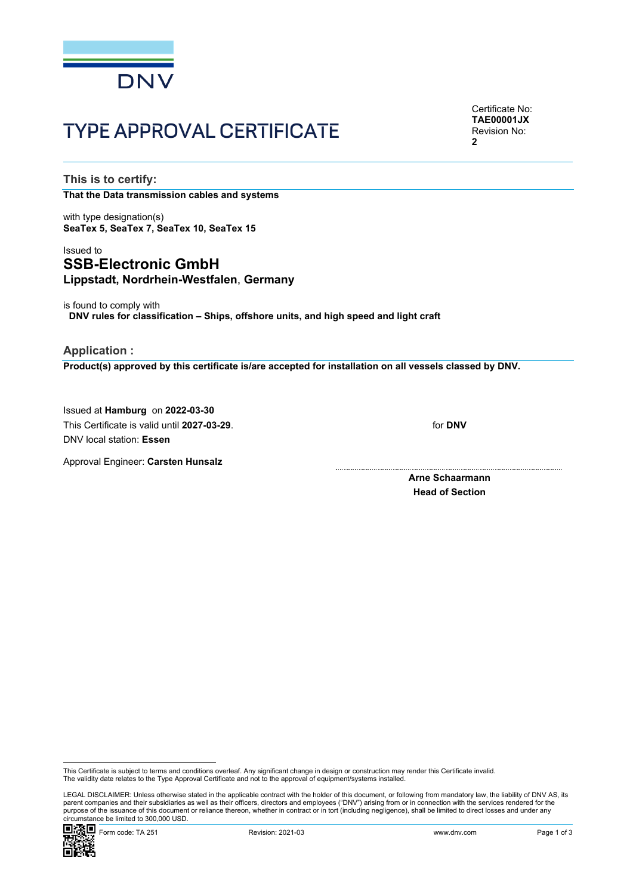DNV

# TYPE APPROVAL CERTIFICATE

Certificate No:
**TAE00001JX**
Revision No:
**2**

## This is to certify:

**That the Data transmission cables and systems**

with type designation(s)
**SeaTex 5, SeaTex 7, SeaTex 10, SeaTex 15**

Issued to
## SSB-Electronic GmbH
**Lippstadt, Nordrhein-Westfalen**, **Germany**

is found to comply with
**DNV rules for classification – Ships, offshore units, and high speed and light craft**

## Application :

**Product(s) approved by this certificate is/are accepted for installation on all vessels classed by DNV.**

Issued at **Hamburg** on **2022-03-30**
This Certificate is valid until **2027-03-29**.
DNV local station: **Essen**

Approval Engineer: **Carsten Hunsalz**

for **DNV**

**Arne Schaarmann**
**Head of Section**

This Certificate is subject to terms and conditions overleaf. Any significant change in design or construction may render this Certificate invalid.
The validity date relates to the Type Approval Certificate and not to the approval of equipment/systems installed.

LEGAL DISCLAIMER: Unless otherwise stated in the applicable contract with the holder of this document, or following from mandatory law, the liability of DNV AS, its parent companies and their subsidiaries as well as their officers, directors and employees ("DNV") arising from or in connection with the services rendered for the purpose of the issuance of this document or reliance thereon, whether in contract or in tort (including negligence), shall be limited to direct losses and under any circumstance be limited to 300,000 USD.

Form code: TA 251 Revision: 2021-03 www.dnv.com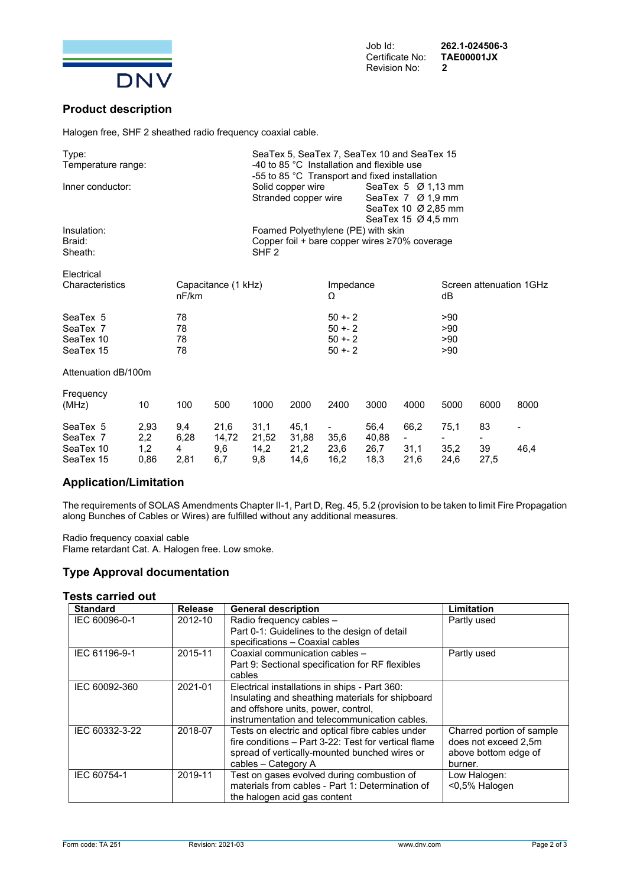Job Id: **262.1-024506-3**
Certificate No: **TAE00001JX**
Revision No: **2**

## Product description

Halogen free, SHF 2 sheathed radio frequency coaxial cable.

| | |
|---|---|
| Type: | SeaTex 5, SeaTex 7, SeaTex 10 and SeaTex 15 |
| Temperature range: | -40 to 85 °C Installation and flexible use<br>-55 to 85 °C Transport and fixed installation |
| Inner conductor: | Solid copper wire — SeaTex 5 Ø 1,13 mm<br>Stranded copper wire — SeaTex 7 Ø 1,9 mm; SeaTex 10 Ø 2,85 mm; SeaTex 15 Ø 4,5 mm |
| Insulation: | Foamed Polyethylene (PE) with skin |
| Braid: | Copper foil + bare copper wires ≥70% coverage |
| Sheath: | SHF 2 |

| Electrical Characteristics | Capacitance (1 kHz) nF/km | Impedance Ω | Screen attenuation 1GHz dB |
|---|---|---|---|
| SeaTex 5 | 78 | 50 +- 2 | >90 |
| SeaTex 7 | 78 | 50 +- 2 | >90 |
| SeaTex 10 | 78 | 50 +- 2 | >90 |
| SeaTex 15 | 78 | 50 +- 2 | >90 |

Attenuation dB/100m

| Frequency (MHz) | 10 | 100 | 500 | 1000 | 2000 | 2400 | 3000 | 4000 | 5000 | 6000 | 8000 |
|---|---|---|---|---|---|---|---|---|---|---|---|
| SeaTex 5 | 2,93 | 9,4 | 21,6 | 31,1 | 45,1 | - | 56,4 | 66,2 | 75,1 | 83 | - |
| SeaTex 7 | 2,2 | 6,28 | 14,72 | 21,52 | 31,88 | 35,6 | 40,88 | - | - | - | |
| SeaTex 10 | 1,2 | 4 | 9,6 | 14,2 | 21,2 | 23,6 | 26,7 | 31,1 | 35,2 | 39 | 46,4 |
| SeaTex 15 | 0,86 | 2,81 | 6,7 | 9,8 | 14,6 | 16,2 | 18,3 | 21,6 | 24,6 | 27,5 | |

## Application/Limitation

The requirements of SOLAS Amendments Chapter II-1, Part D, Reg. 45, 5.2 (provision to be taken to limit Fire Propagation along Bunches of Cables or Wires) are fulfilled without any additional measures.

Radio frequency coaxial cable
Flame retardant Cat. A. Halogen free. Low smoke.

## Type Approval documentation

### Tests carried out

| Standard | Release | General description | Limitation |
|---|---|---|---|
| IEC 60096-0-1 | 2012-10 | Radio frequency cables – Part 0-1: Guidelines to the design of detail specifications – Coaxial cables | Partly used |
| IEC 61196-9-1 | 2015-11 | Coaxial communication cables – Part 9: Sectional specification for RF flexibles cables | Partly used |
| IEC 60092-360 | 2021-01 | Electrical installations in ships - Part 360: Insulating and sheathing materials for shipboard and offshore units, power, control, instrumentation and telecommunication cables. | |
| IEC 60332-3-22 | 2018-07 | Tests on electric and optical fibre cables under fire conditions – Part 3-22: Test for vertical flame spread of vertically-mounted bunched wires or cables – Category A | Charred portion of sample does not exceed 2,5m above bottom edge of burner. |
| IEC 60754-1 | 2019-11 | Test on gases evolved during combustion of materials from cables - Part 1: Determination of the halogen acid gas content | Low Halogen: <0,5% Halogen |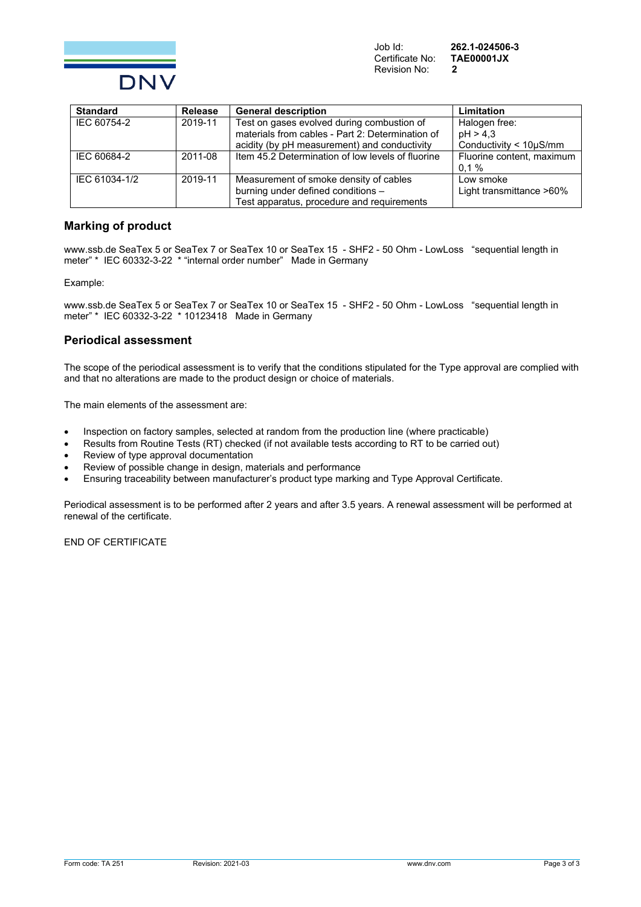Job Id: **262.1-024506-3**
Certificate No: **TAE00001JX**
Revision No: **2**

| Standard | Release | General description | Limitation |
| --- | --- | --- | --- |
| IEC 60754-2 | 2019-11 | Test on gases evolved during combustion of materials from cables - Part 2: Determination of acidity (by pH measurement) and conductivity | Halogen free: pH > 4,3 Conductivity < 10µS/mm |
| IEC 60684-2 | 2011-08 | Item 45.2 Determination of low levels of fluorine | Fluorine content, maximum 0,1 % |
| IEC 61034-1/2 | 2019-11 | Measurement of smoke density of cables burning under defined conditions – Test apparatus, procedure and requirements | Low smoke Light transmittance >60% |

## Marking of product

www.ssb.de SeaTex 5 or SeaTex 7 or SeaTex 10 or SeaTex 15 - SHF2 - 50 Ohm - LowLoss "sequential length in meter" * IEC 60332-3-22 * "internal order number" Made in Germany

Example:

www.ssb.de SeaTex 5 or SeaTex 7 or SeaTex 10 or SeaTex 15 - SHF2 - 50 Ohm - LowLoss "sequential length in meter" * IEC 60332-3-22 * 10123418 Made in Germany

## Periodical assessment

The scope of the periodical assessment is to verify that the conditions stipulated for the Type approval are complied with and that no alterations are made to the product design or choice of materials.

The main elements of the assessment are:

- Inspection on factory samples, selected at random from the production line (where practicable)
- Results from Routine Tests (RT) checked (if not available tests according to RT to be carried out)
- Review of type approval documentation
- Review of possible change in design, materials and performance
- Ensuring traceability between manufacturer's product type marking and Type Approval Certificate.

Periodical assessment is to be performed after 2 years and after 3.5 years. A renewal assessment will be performed at renewal of the certificate.

END OF CERTIFICATE